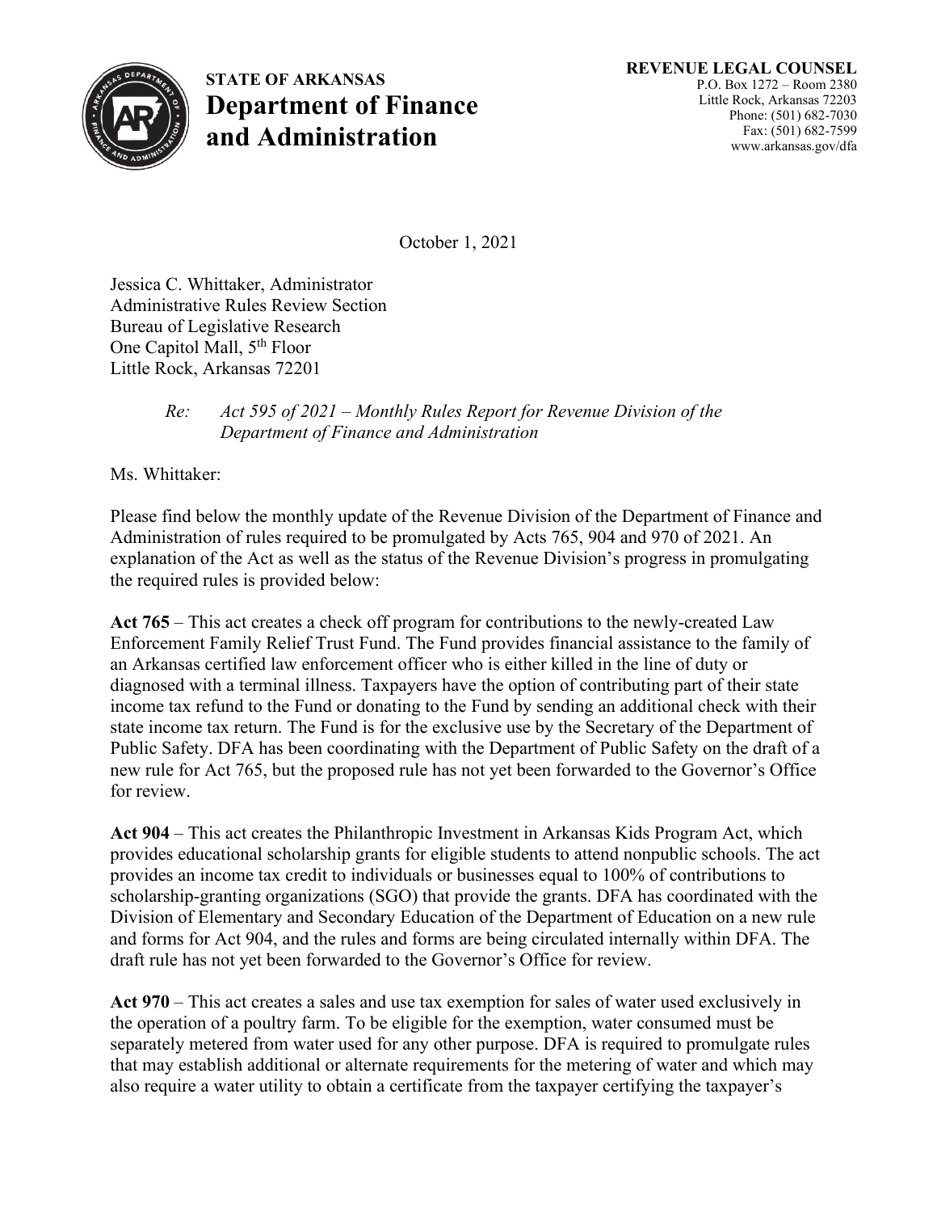**STATE OF ARKANSAS**
# Department of Finance and Administration

**REVENUE LEGAL COUNSEL**
P.O. Box 1272 – Room 2380
Little Rock, Arkansas 72203
Phone: (501) 682-7030
Fax: (501) 682-7599
www.arkansas.gov/dfa

October 1, 2021

Jessica C. Whittaker, Administrator
Administrative Rules Review Section
Bureau of Legislative Research
One Capitol Mall, 5th Floor
Little Rock, Arkansas 72201

*Re: Act 595 of 2021 – Monthly Rules Report for Revenue Division of the Department of Finance and Administration*

Ms. Whittaker:

Please find below the monthly update of the Revenue Division of the Department of Finance and Administration of rules required to be promulgated by Acts 765, 904 and 970 of 2021. An explanation of the Act as well as the status of the Revenue Division's progress in promulgating the required rules is provided below:

**Act 765** – This act creates a check off program for contributions to the newly-created Law Enforcement Family Relief Trust Fund. The Fund provides financial assistance to the family of an Arkansas certified law enforcement officer who is either killed in the line of duty or diagnosed with a terminal illness. Taxpayers have the option of contributing part of their state income tax refund to the Fund or donating to the Fund by sending an additional check with their state income tax return. The Fund is for the exclusive use by the Secretary of the Department of Public Safety. DFA has been coordinating with the Department of Public Safety on the draft of a new rule for Act 765, but the proposed rule has not yet been forwarded to the Governor's Office for review.

**Act 904** – This act creates the Philanthropic Investment in Arkansas Kids Program Act, which provides educational scholarship grants for eligible students to attend nonpublic schools. The act provides an income tax credit to individuals or businesses equal to 100% of contributions to scholarship-granting organizations (SGO) that provide the grants. DFA has coordinated with the Division of Elementary and Secondary Education of the Department of Education on a new rule and forms for Act 904, and the rules and forms are being circulated internally within DFA. The draft rule has not yet been forwarded to the Governor's Office for review.

**Act 970** – This act creates a sales and use tax exemption for sales of water used exclusively in the operation of a poultry farm. To be eligible for the exemption, water consumed must be separately metered from water used for any other purpose. DFA is required to promulgate rules that may establish additional or alternate requirements for the metering of water and which may also require a water utility to obtain a certificate from the taxpayer certifying the taxpayer's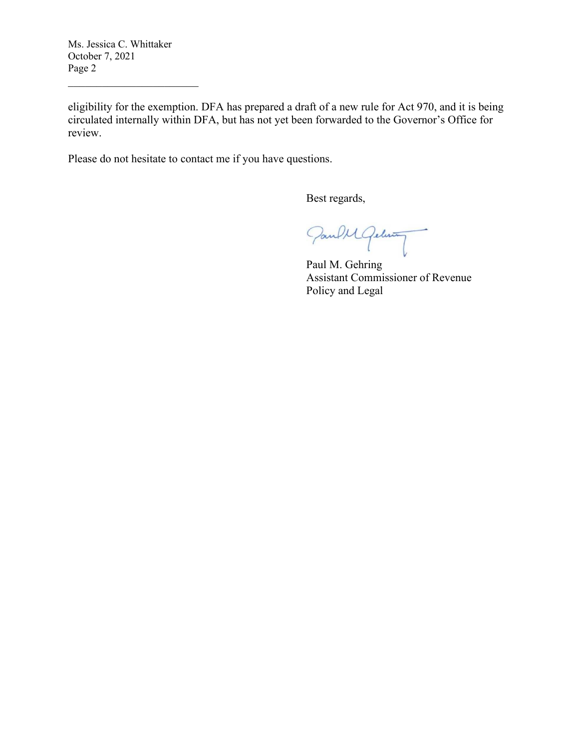eligibility for the exemption. DFA has prepared a draft of a new rule for Act 970, and it is being circulated internally within DFA, but has not yet been forwarded to the Governor's Office for review.

Please do not hesitate to contact me if you have questions.

Best regards,

Paul M. Gehring
Assistant Commissioner of Revenue
Policy and Legal